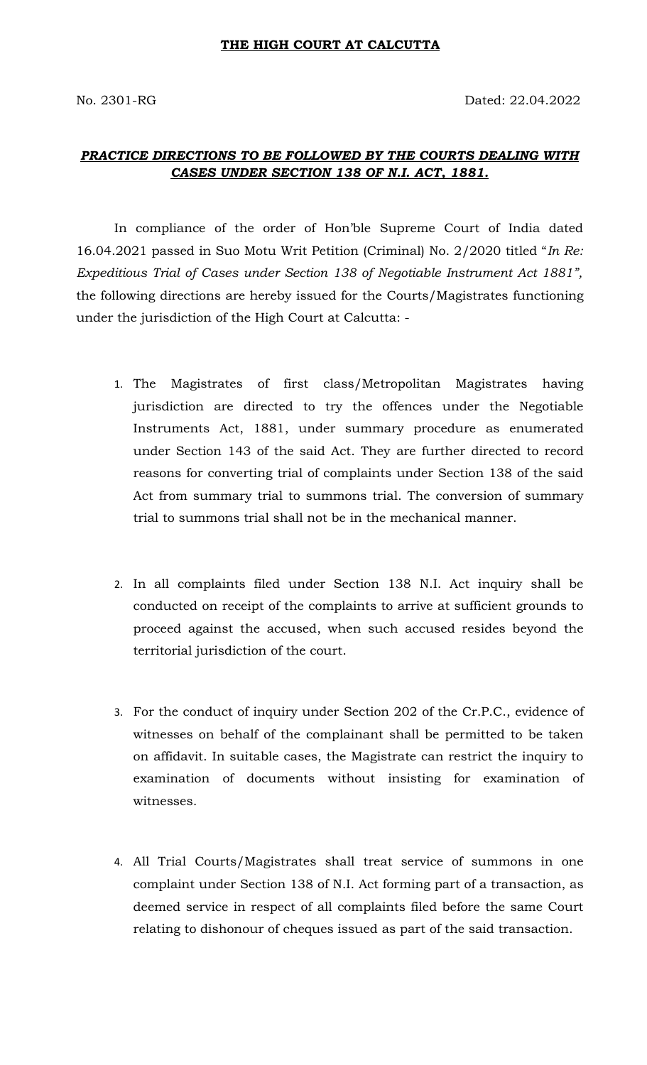**THE HIGH COURT AT CALCUTTA**

No. 2301-RG Dated: 22.04.2022

***PRACTICE DIRECTIONS TO BE FOLLOWED BY THE COURTS DEALING WITH CASES UNDER SECTION 138 OF N.I. ACT, 1881.***

In compliance of the order of Hon'ble Supreme Court of India dated 16.04.2021 passed in Suo Motu Writ Petition (Criminal) No. 2/2020 titled "*In Re: Expeditious Trial of Cases under Section 138 of Negotiable Instrument Act 1881",* the following directions are hereby issued for the Courts/Magistrates functioning under the jurisdiction of the High Court at Calcutta: -

1. The Magistrates of first class/Metropolitan Magistrates having jurisdiction are directed to try the offences under the Negotiable Instruments Act, 1881, under summary procedure as enumerated under Section 143 of the said Act. They are further directed to record reasons for converting trial of complaints under Section 138 of the said Act from summary trial to summons trial. The conversion of summary trial to summons trial shall not be in the mechanical manner.

2. In all complaints filed under Section 138 N.I. Act inquiry shall be conducted on receipt of the complaints to arrive at sufficient grounds to proceed against the accused, when such accused resides beyond the territorial jurisdiction of the court.

3. For the conduct of inquiry under Section 202 of the Cr.P.C., evidence of witnesses on behalf of the complainant shall be permitted to be taken on affidavit. In suitable cases, the Magistrate can restrict the inquiry to examination of documents without insisting for examination of witnesses.

4. All Trial Courts/Magistrates shall treat service of summons in one complaint under Section 138 of N.I. Act forming part of a transaction, as deemed service in respect of all complaints filed before the same Court relating to dishonour of cheques issued as part of the said transaction.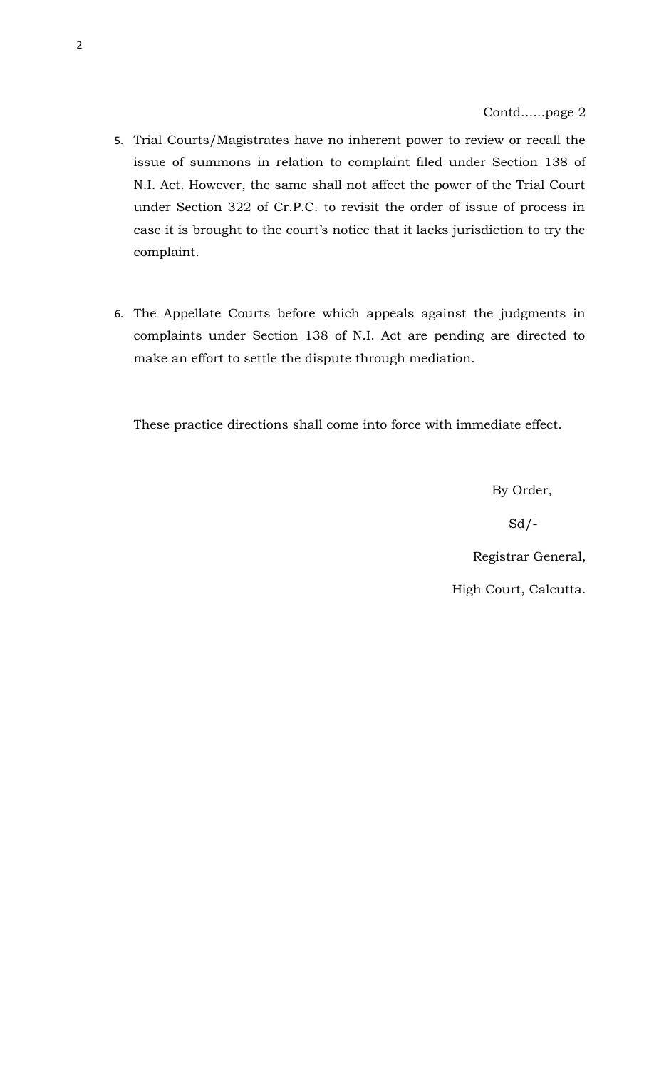Contd……page 2

5. Trial Courts/Magistrates have no inherent power to review or recall the issue of summons in relation to complaint filed under Section 138 of N.I. Act. However, the same shall not affect the power of the Trial Court under Section 322 of Cr.P.C. to revisit the order of issue of process in case it is brought to the court's notice that it lacks jurisdiction to try the complaint.

6. The Appellate Courts before which appeals against the judgments in complaints under Section 138 of N.I. Act are pending are directed to make an effort to settle the dispute through mediation.

These practice directions shall come into force with immediate effect.

By Order,

Sd/-

Registrar General,

High Court, Calcutta.